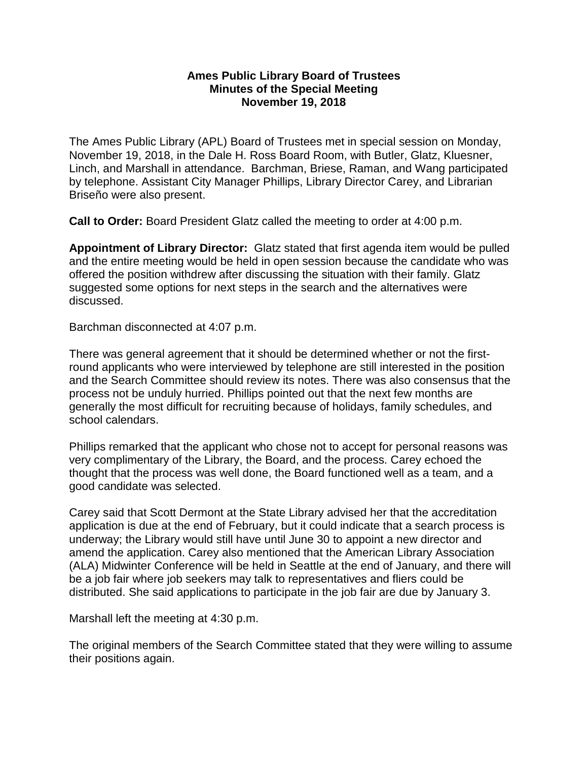**Ames Public Library Board of Trustees**
**Minutes of the Special Meeting**
**November 19, 2018**

The Ames Public Library (APL) Board of Trustees met in special session on Monday, November 19, 2018, in the Dale H. Ross Board Room, with Butler, Glatz, Kluesner, Linch, and Marshall in attendance. Barchman, Briese, Raman, and Wang participated by telephone. Assistant City Manager Phillips, Library Director Carey, and Librarian Briseño were also present.

**Call to Order:** Board President Glatz called the meeting to order at 4:00 p.m.

**Appointment of Library Director:** Glatz stated that first agenda item would be pulled and the entire meeting would be held in open session because the candidate who was offered the position withdrew after discussing the situation with their family. Glatz suggested some options for next steps in the search and the alternatives were discussed.

Barchman disconnected at 4:07 p.m.

There was general agreement that it should be determined whether or not the first-round applicants who were interviewed by telephone are still interested in the position and the Search Committee should review its notes. There was also consensus that the process not be unduly hurried. Phillips pointed out that the next few months are generally the most difficult for recruiting because of holidays, family schedules, and school calendars.

Phillips remarked that the applicant who chose not to accept for personal reasons was very complimentary of the Library, the Board, and the process. Carey echoed the thought that the process was well done, the Board functioned well as a team, and a good candidate was selected.

Carey said that Scott Dermont at the State Library advised her that the accreditation application is due at the end of February, but it could indicate that a search process is underway; the Library would still have until June 30 to appoint a new director and amend the application. Carey also mentioned that the American Library Association (ALA) Midwinter Conference will be held in Seattle at the end of January, and there will be a job fair where job seekers may talk to representatives and fliers could be distributed. She said applications to participate in the job fair are due by January 3.

Marshall left the meeting at 4:30 p.m.

The original members of the Search Committee stated that they were willing to assume their positions again.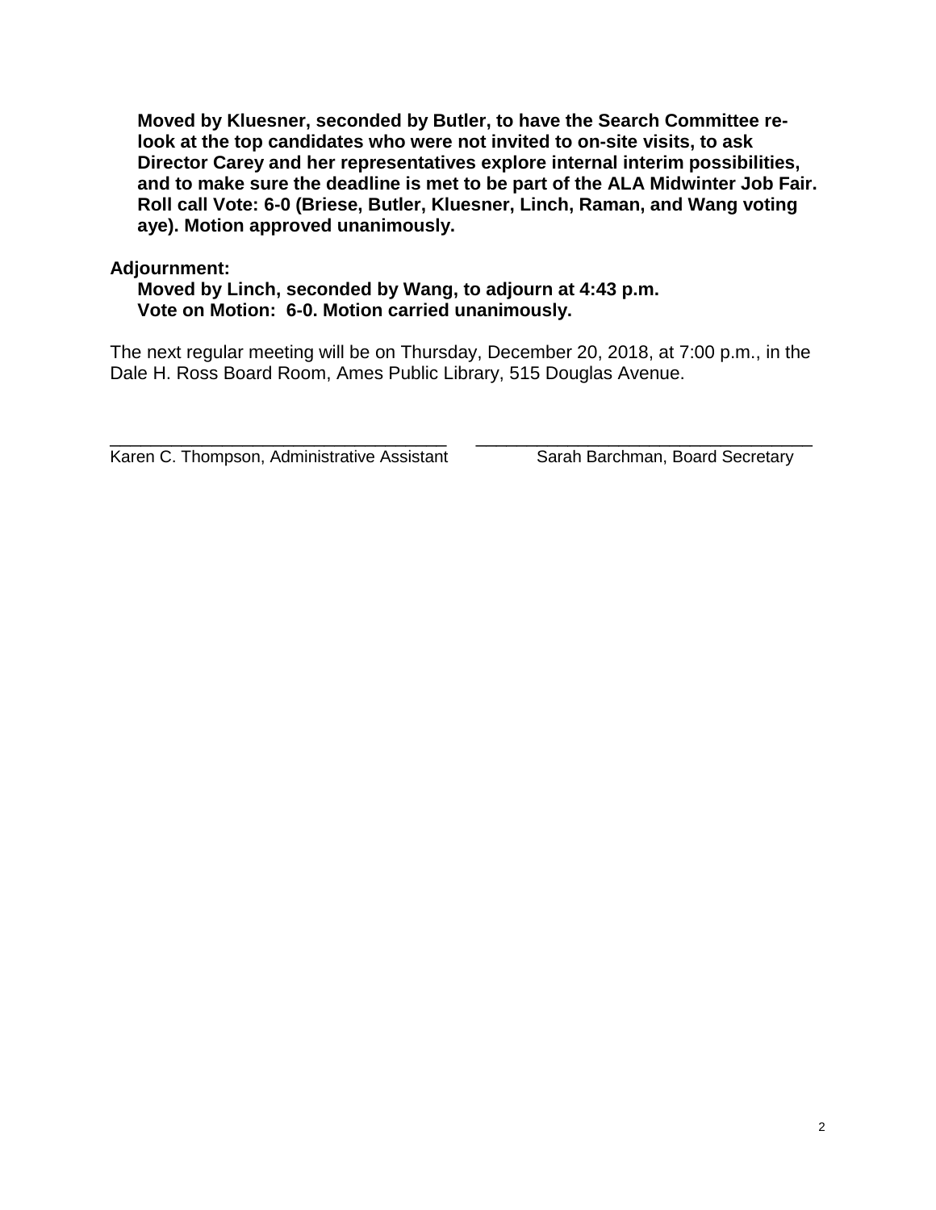**Moved by Kluesner, seconded by Butler, to have the Search Committee re-look at the top candidates who were not invited to on-site visits, to ask Director Carey and her representatives explore internal interim possibilities, and to make sure the deadline is met to be part of the ALA Midwinter Job Fair. Roll call Vote: 6-0 (Briese, Butler, Kluesner, Linch, Raman, and Wang voting aye). Motion approved unanimously.**

**Adjournment:**

**Moved by Linch, seconded by Wang, to adjourn at 4:43 p.m.**
**Vote on Motion: 6-0. Motion carried unanimously.**

The next regular meeting will be on Thursday, December 20, 2018, at 7:00 p.m., in the Dale H. Ross Board Room, Ames Public Library, 515 Douglas Avenue.

\_\_\_\_\_\_\_\_\_\_\_\_\_\_\_\_\_\_\_\_\_\_\_\_\_\_\_\_\_\_\_\_\_\_\_\_ \_\_\_\_\_\_\_\_\_\_\_\_\_\_\_\_\_\_\_\_\_\_\_\_\_\_\_\_\_\_\_\_\_\_\_\_
Karen C. Thompson, Administrative Assistant Sarah Barchman, Board Secretary